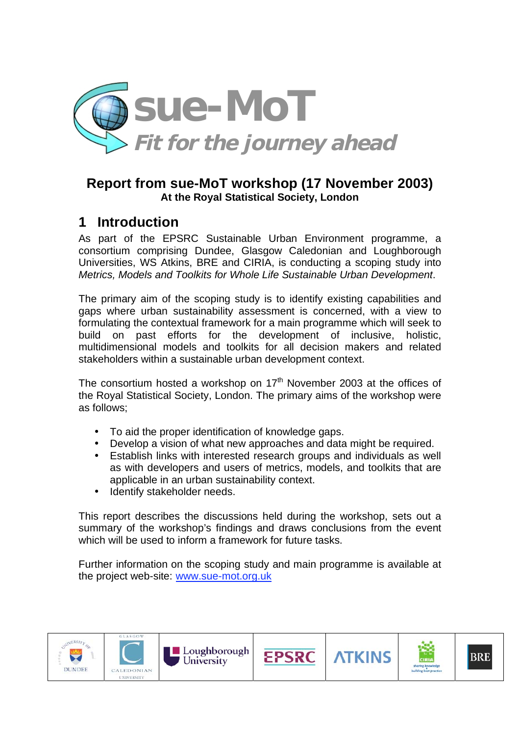sue-MoT

*Fit for the journey ahead*

# Report from sue-MoT workshop (17 November 2003)

**At the Royal Statistical Society, London**

## 1 Introduction

As part of the EPSRC Sustainable Urban Environment programme, a consortium comprising Dundee, Glasgow Caledonian and Loughborough Universities, WS Atkins, BRE and CIRIA, is conducting a scoping study into *Metrics, Models and Toolkits for Whole Life Sustainable Urban Development*.

The primary aim of the scoping study is to identify existing capabilities and gaps where urban sustainability assessment is concerned, with a view to formulating the contextual framework for a main programme which will seek to build on past efforts for the development of inclusive, holistic, multidimensional models and toolkits for all decision makers and related stakeholders within a sustainable urban development context.

The consortium hosted a workshop on 17th November 2003 at the offices of the Royal Statistical Society, London. The primary aims of the workshop were as follows;

- To aid the proper identification of knowledge gaps.
- Develop a vision of what new approaches and data might be required.
- Establish links with interested research groups and individuals as well as with developers and users of metrics, models, and toolkits that are applicable in an urban sustainability context.
- Identify stakeholder needs.

This report describes the discussions held during the workshop, sets out a summary of the workshop's findings and draws conclusions from the event which will be used to inform a framework for future tasks.

Further information on the scoping study and main programme is available at the project web-site: www.sue-mot.org.uk

University of Dundee | Glasgow Caledonian University | Loughborough University | EPSRC | ATKINS | CIRIA sharing knowledge building best practice | BRE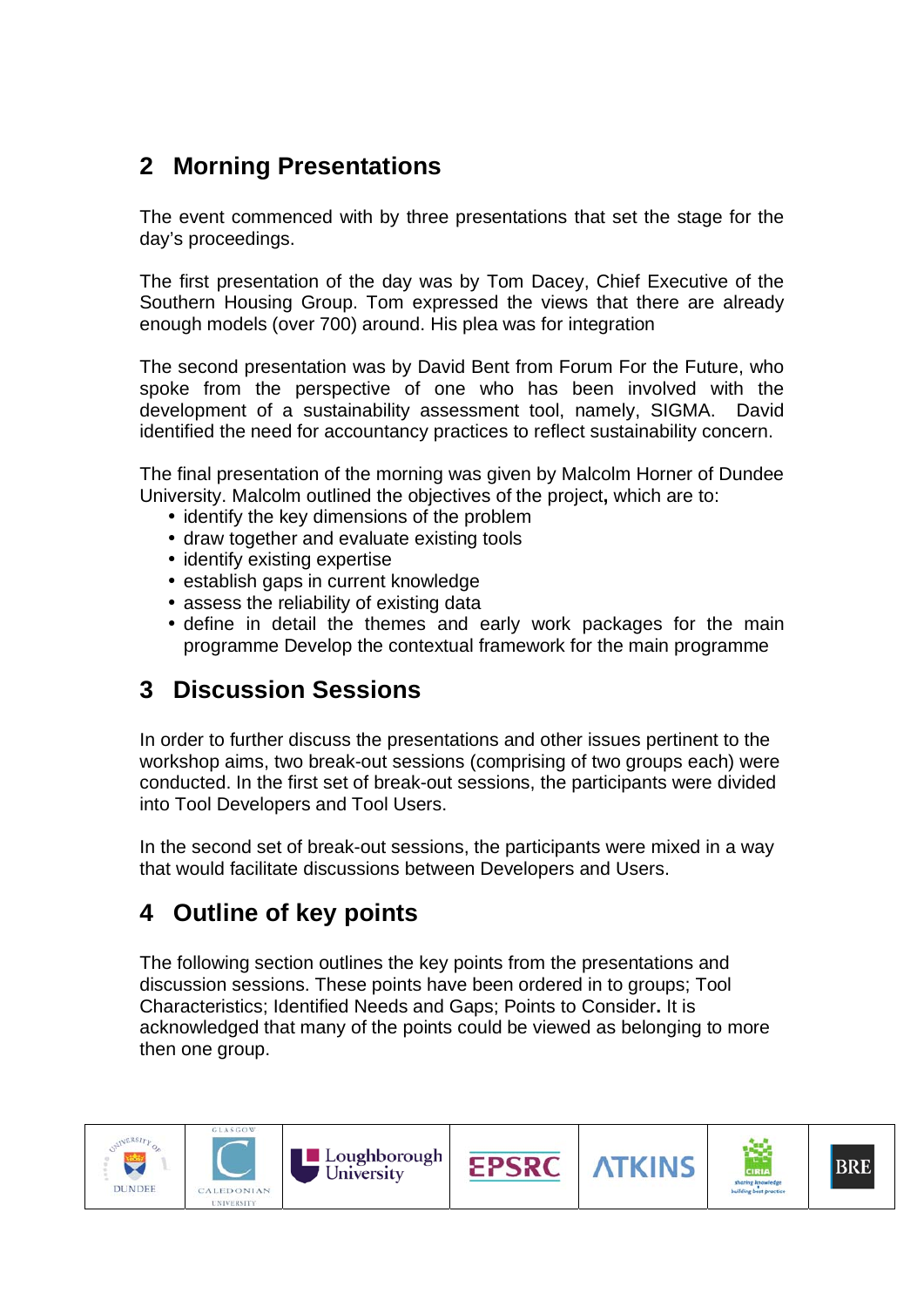## 2 Morning Presentations

The event commenced with by three presentations that set the stage for the day's proceedings.

The first presentation of the day was by Tom Dacey, Chief Executive of the Southern Housing Group. Tom expressed the views that there are already enough models (over 700) around. His plea was for integration

The second presentation was by David Bent from Forum For the Future, who spoke from the perspective of one who has been involved with the development of a sustainability assessment tool, namely, SIGMA. David identified the need for accountancy practices to reflect sustainability concern.

The final presentation of the morning was given by Malcolm Horner of Dundee University. Malcolm outlined the objectives of the project**,** which are to:

- identify the key dimensions of the problem
- draw together and evaluate existing tools
- identify existing expertise
- establish gaps in current knowledge
- assess the reliability of existing data
- define in detail the themes and early work packages for the main programme Develop the contextual framework for the main programme

## 3 Discussion Sessions

In order to further discuss the presentations and other issues pertinent to the workshop aims, two break-out sessions (comprising of two groups each) were conducted. In the first set of break-out sessions, the participants were divided into Tool Developers and Tool Users.

In the second set of break-out sessions, the participants were mixed in a way that would facilitate discussions between Developers and Users.

## 4 Outline of key points

The following section outlines the key points from the presentations and discussion sessions. These points have been ordered in to groups; Tool Characteristics; Identified Needs and Gaps; Points to Consider**.** It is acknowledged that many of the points could be viewed as belonging to more then one group.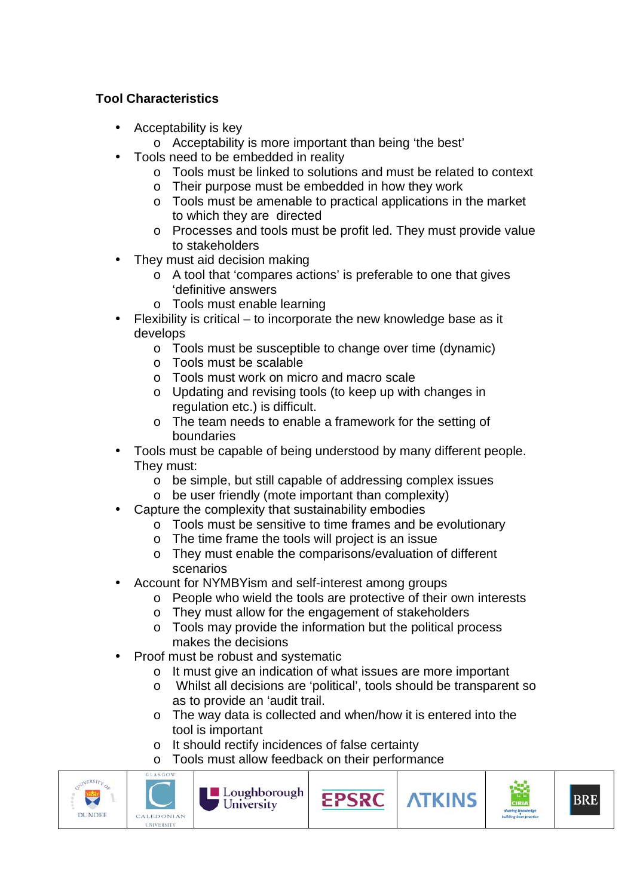**Tool Characteristics**

- Acceptability is key
  - Acceptability is more important than being 'the best'
- Tools need to be embedded in reality
  - Tools must be linked to solutions and must be related to context
  - Their purpose must be embedded in how they work
  - Tools must be amenable to practical applications in the market to which they are directed
  - Processes and tools must be profit led. They must provide value to stakeholders
- They must aid decision making
  - A tool that 'compares actions' is preferable to one that gives 'definitive answers
  - Tools must enable learning
- Flexibility is critical – to incorporate the new knowledge base as it develops
  - Tools must be susceptible to change over time (dynamic)
  - Tools must be scalable
  - Tools must work on micro and macro scale
  - Updating and revising tools (to keep up with changes in regulation etc.) is difficult.
  - The team needs to enable a framework for the setting of boundaries
- Tools must be capable of being understood by many different people. They must:
  - be simple, but still capable of addressing complex issues
  - be user friendly (mote important than complexity)
- Capture the complexity that sustainability embodies
  - Tools must be sensitive to time frames and be evolutionary
  - The time frame the tools will project is an issue
  - They must enable the comparisons/evaluation of different scenarios
- Account for NYMBYism and self-interest among groups
  - People who wield the tools are protective of their own interests
  - They must allow for the engagement of stakeholders
  - Tools may provide the information but the political process makes the decisions
- Proof must be robust and systematic
  - It must give an indication of what issues are more important
  - Whilst all decisions are 'political', tools should be transparent so as to provide an 'audit trail.
  - The way data is collected and when/how it is entered into the tool is important
  - It should rectify incidences of false certainty
  - Tools must allow feedback on their performance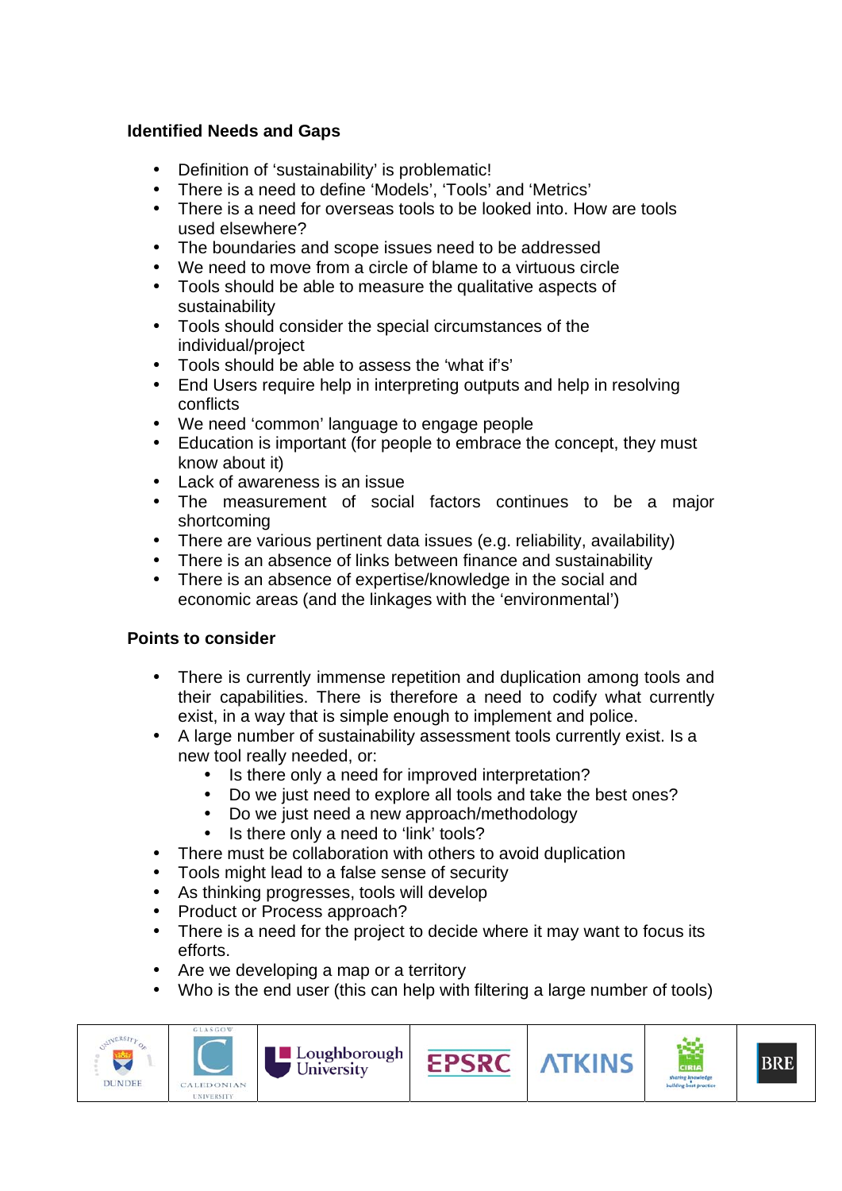### Identified Needs and Gaps

- Definition of 'sustainability' is problematic!
- There is a need to define 'Models', 'Tools' and 'Metrics'
- There is a need for overseas tools to be looked into. How are tools used elsewhere?
- The boundaries and scope issues need to be addressed
- We need to move from a circle of blame to a virtuous circle
- Tools should be able to measure the qualitative aspects of sustainability
- Tools should consider the special circumstances of the individual/project
- Tools should be able to assess the 'what if's'
- End Users require help in interpreting outputs and help in resolving conflicts
- We need 'common' language to engage people
- Education is important (for people to embrace the concept, they must know about it)
- Lack of awareness is an issue
- The measurement of social factors continues to be a major shortcoming
- There are various pertinent data issues (e.g. reliability, availability)
- There is an absence of links between finance and sustainability
- There is an absence of expertise/knowledge in the social and economic areas (and the linkages with the 'environmental')

### Points to consider

- There is currently immense repetition and duplication among tools and their capabilities. There is therefore a need to codify what currently exist, in a way that is simple enough to implement and police.
- A large number of sustainability assessment tools currently exist. Is a new tool really needed, or:
  - Is there only a need for improved interpretation?
  - Do we just need to explore all tools and take the best ones?
  - Do we just need a new approach/methodology
  - Is there only a need to 'link' tools?
- There must be collaboration with others to avoid duplication
- Tools might lead to a false sense of security
- As thinking progresses, tools will develop
- Product or Process approach?
- There is a need for the project to decide where it may want to focus its efforts.
- Are we developing a map or a territory
- Who is the end user (this can help with filtering a large number of tools)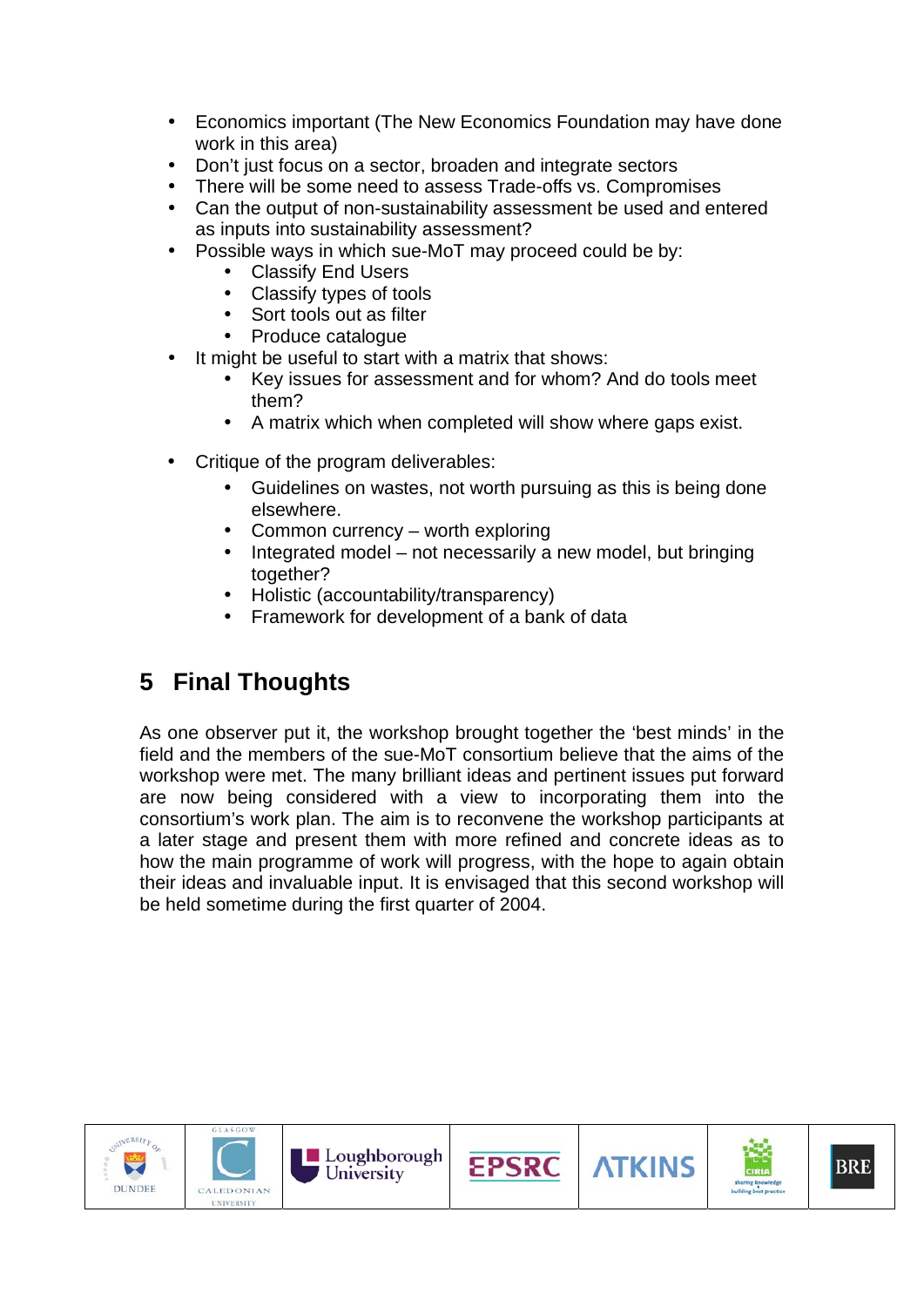- Economics important (The New Economics Foundation may have done work in this area)
- Don't just focus on a sector, broaden and integrate sectors
- There will be some need to assess Trade-offs vs. Compromises
- Can the output of non-sustainability assessment be used and entered as inputs into sustainability assessment?
- Possible ways in which sue-MoT may proceed could be by:
    - Classify End Users
    - Classify types of tools
    - Sort tools out as filter
    - Produce catalogue
- It might be useful to start with a matrix that shows:
    - Key issues for assessment and for whom? And do tools meet them?
    - A matrix which when completed will show where gaps exist.

- Critique of the program deliverables:
    - Guidelines on wastes, not worth pursuing as this is being done elsewhere.
    - Common currency – worth exploring
    - Integrated model – not necessarily a new model, but bringing together?
    - Holistic (accountability/transparency)
    - Framework for development of a bank of data

## 5 Final Thoughts

As one observer put it, the workshop brought together the 'best minds' in the field and the members of the sue-MoT consortium believe that the aims of the workshop were met. The many brilliant ideas and pertinent issues put forward are now being considered with a view to incorporating them into the consortium's work plan. The aim is to reconvene the workshop participants at a later stage and present them with more refined and concrete ideas as to how the main programme of work will progress, with the hope to again obtain their ideas and invaluable input. It is envisaged that this second workshop will be held sometime during the first quarter of 2004.